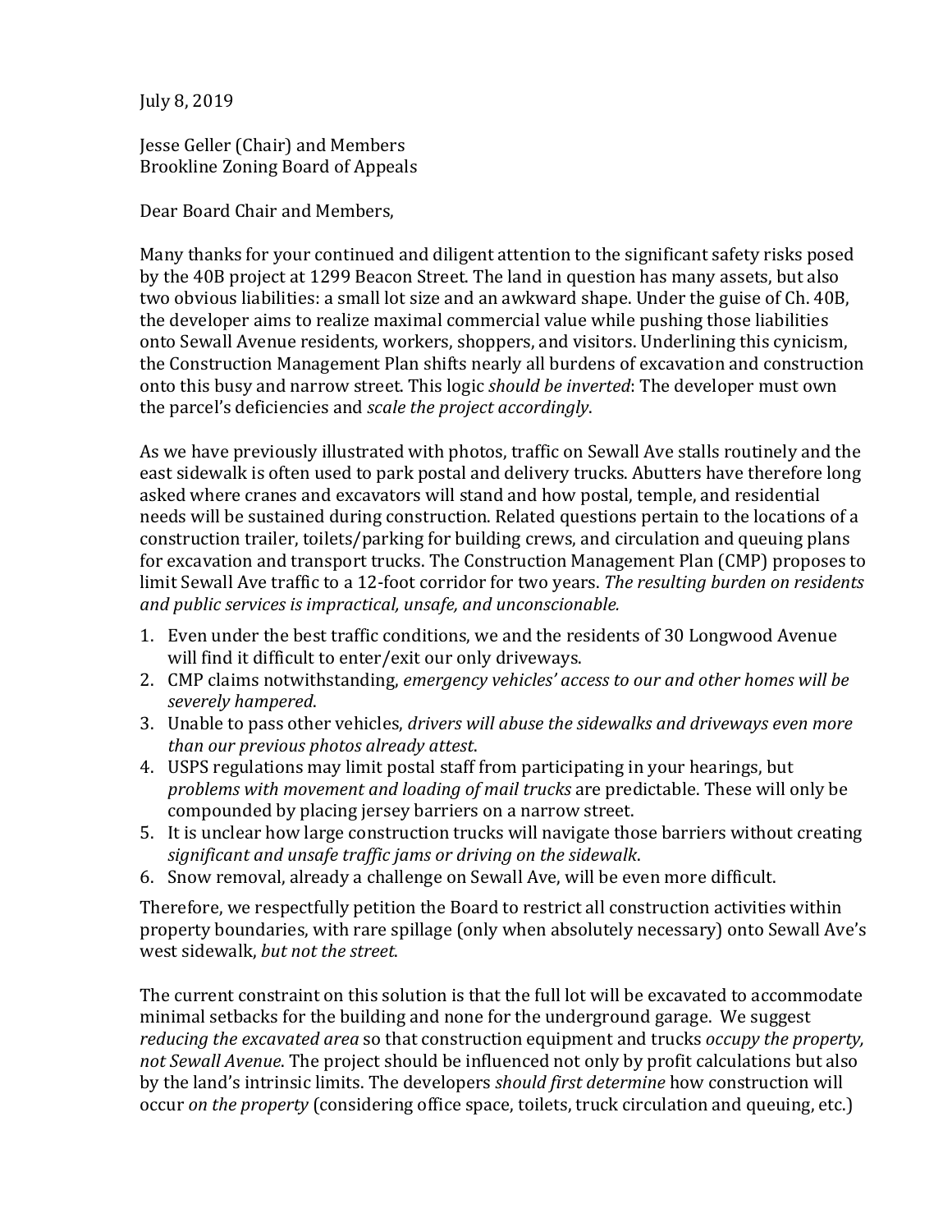July 8, 2019

Jesse Geller (Chair) and Members
Brookline Zoning Board of Appeals

Dear Board Chair and Members,

Many thanks for your continued and diligent attention to the significant safety risks posed by the 40B project at 1299 Beacon Street. The land in question has many assets, but also two obvious liabilities: a small lot size and an awkward shape. Under the guise of Ch. 40B, the developer aims to realize maximal commercial value while pushing those liabilities onto Sewall Avenue residents, workers, shoppers, and visitors. Underlining this cynicism, the Construction Management Plan shifts nearly all burdens of excavation and construction onto this busy and narrow street. This logic *should be inverted*: The developer must own the parcel's deficiencies and *scale the project accordingly*.

As we have previously illustrated with photos, traffic on Sewall Ave stalls routinely and the east sidewalk is often used to park postal and delivery trucks. Abutters have therefore long asked where cranes and excavators will stand and how postal, temple, and residential needs will be sustained during construction. Related questions pertain to the locations of a construction trailer, toilets/parking for building crews, and circulation and queuing plans for excavation and transport trucks. The Construction Management Plan (CMP) proposes to limit Sewall Ave traffic to a 12-foot corridor for two years. *The resulting burden on residents and public services is impractical, unsafe, and unconscionable.*

1. Even under the best traffic conditions, we and the residents of 30 Longwood Avenue will find it difficult to enter/exit our only driveways.
2. CMP claims notwithstanding, *emergency vehicles' access to our and other homes will be severely hampered*.
3. Unable to pass other vehicles, *drivers will abuse the sidewalks and driveways even more than our previous photos already attest*.
4. USPS regulations may limit postal staff from participating in your hearings, but *problems with movement and loading of mail trucks* are predictable. These will only be compounded by placing jersey barriers on a narrow street.
5. It is unclear how large construction trucks will navigate those barriers without creating *significant and unsafe traffic jams or driving on the sidewalk*.
6. Snow removal, already a challenge on Sewall Ave, will be even more difficult.

Therefore, we respectfully petition the Board to restrict all construction activities within property boundaries, with rare spillage (only when absolutely necessary) onto Sewall Ave's west sidewalk, *but not the street*.

The current constraint on this solution is that the full lot will be excavated to accommodate minimal setbacks for the building and none for the underground garage. We suggest *reducing the excavated area* so that construction equipment and trucks *occupy the property, not Sewall Avenue*. The project should be influenced not only by profit calculations but also by the land's intrinsic limits. The developers *should first determine* how construction will occur *on the property* (considering office space, toilets, truck circulation and queuing, etc.)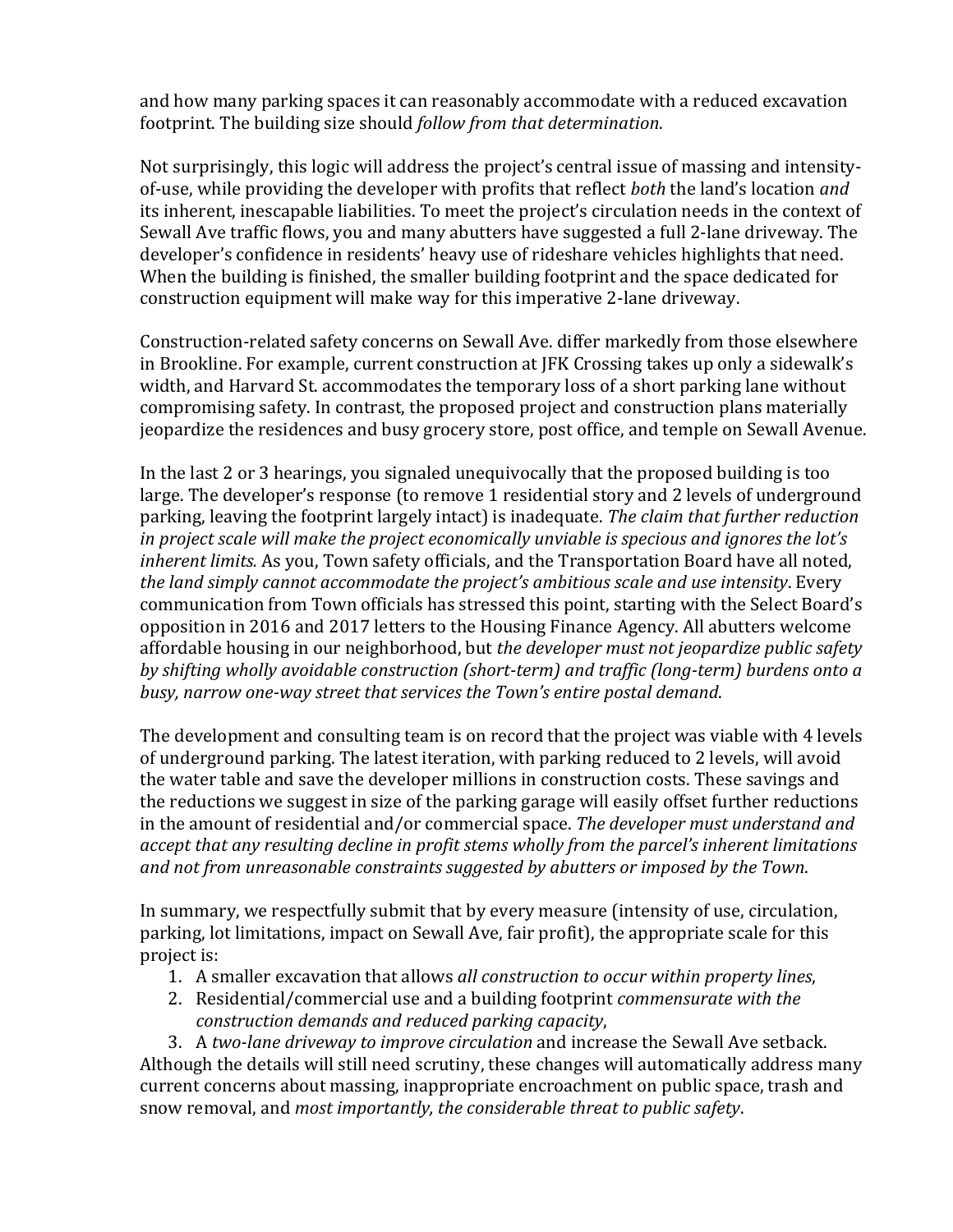and how many parking spaces it can reasonably accommodate with a reduced excavation footprint. The building size should *follow from that determination*.

Not surprisingly, this logic will address the project's central issue of massing and intensity-of-use, while providing the developer with profits that reflect *both* the land's location *and* its inherent, inescapable liabilities. To meet the project's circulation needs in the context of Sewall Ave traffic flows, you and many abutters have suggested a full 2-lane driveway. The developer's confidence in residents' heavy use of rideshare vehicles highlights that need. When the building is finished, the smaller building footprint and the space dedicated for construction equipment will make way for this imperative 2-lane driveway.

Construction-related safety concerns on Sewall Ave. differ markedly from those elsewhere in Brookline. For example, current construction at JFK Crossing takes up only a sidewalk's width, and Harvard St. accommodates the temporary loss of a short parking lane without compromising safety. In contrast, the proposed project and construction plans materially jeopardize the residences and busy grocery store, post office, and temple on Sewall Avenue.

In the last 2 or 3 hearings, you signaled unequivocally that the proposed building is too large. The developer's response (to remove 1 residential story and 2 levels of underground parking, leaving the footprint largely intact) is inadequate. *The claim that further reduction in project scale will make the project economically unviable is specious and ignores the lot's inherent limits.* As you, Town safety officials, and the Transportation Board have all noted, *the land simply cannot accommodate the project's ambitious scale and use intensity*. Every communication from Town officials has stressed this point, starting with the Select Board's opposition in 2016 and 2017 letters to the Housing Finance Agency. All abutters welcome affordable housing in our neighborhood, but *the developer must not jeopardize public safety by shifting wholly avoidable construction (short-term) and traffic (long-term) burdens onto a busy, narrow one-way street that services the Town's entire postal demand*.

The development and consulting team is on record that the project was viable with 4 levels of underground parking. The latest iteration, with parking reduced to 2 levels, will avoid the water table and save the developer millions in construction costs. These savings and the reductions we suggest in size of the parking garage will easily offset further reductions in the amount of residential and/or commercial space. *The developer must understand and accept that any resulting decline in profit stems wholly from the parcel's inherent limitations and not from unreasonable constraints suggested by abutters or imposed by the Town.*

In summary, we respectfully submit that by every measure (intensity of use, circulation, parking, lot limitations, impact on Sewall Ave, fair profit), the appropriate scale for this project is:

1. A smaller excavation that allows *all construction to occur within property lines*,
2. Residential/commercial use and a building footprint *commensurate with the construction demands and reduced parking capacity*,
3. A *two-lane driveway to improve circulation* and increase the Sewall Ave setback.

Although the details will still need scrutiny, these changes will automatically address many current concerns about massing, inappropriate encroachment on public space, trash and snow removal, and *most importantly, the considerable threat to public safety*.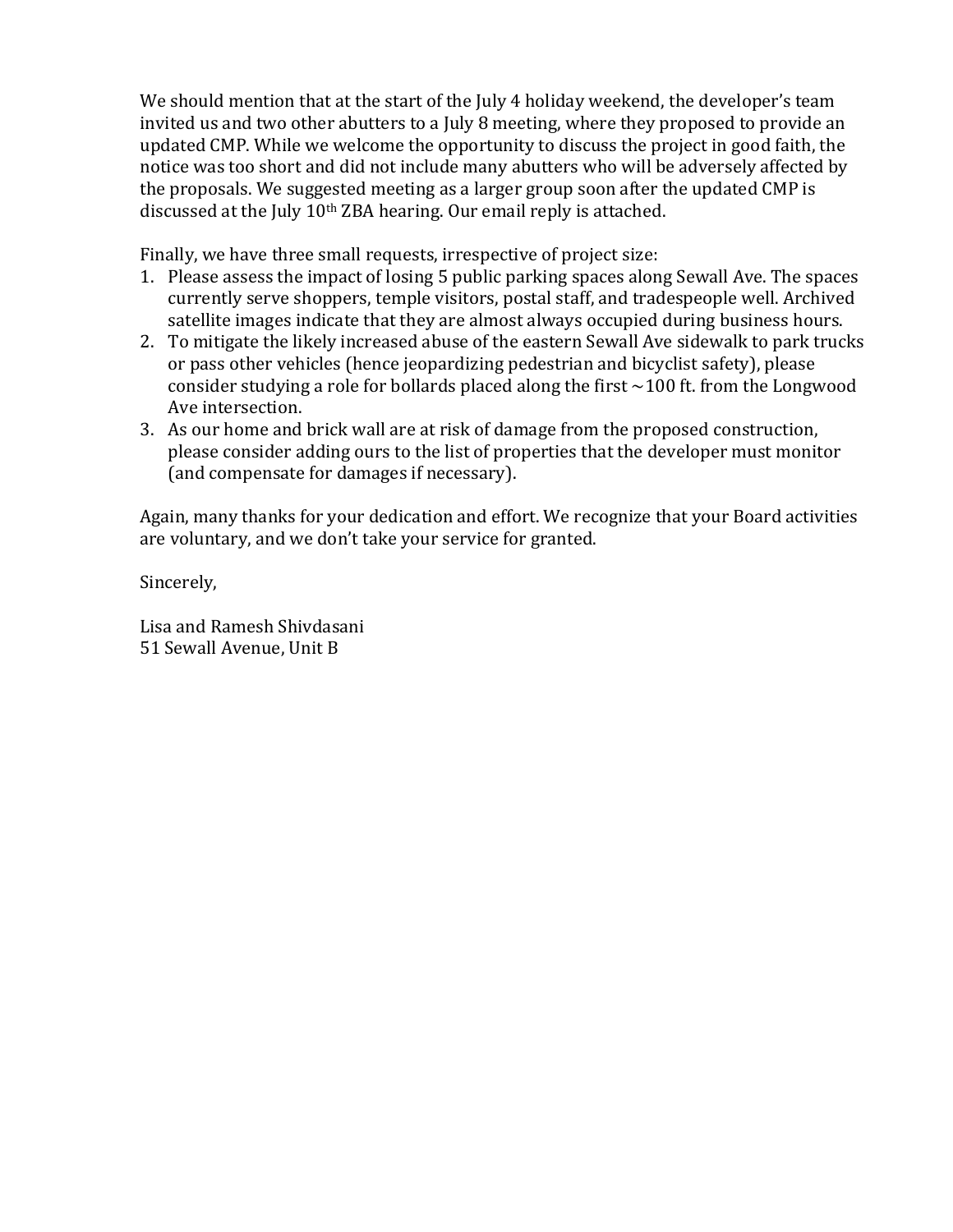We should mention that at the start of the July 4 holiday weekend, the developer's team invited us and two other abutters to a July 8 meeting, where they proposed to provide an updated CMP. While we welcome the opportunity to discuss the project in good faith, the notice was too short and did not include many abutters who will be adversely affected by the proposals. We suggested meeting as a larger group soon after the updated CMP is discussed at the July 10th ZBA hearing. Our email reply is attached.

Finally, we have three small requests, irrespective of project size:

1. Please assess the impact of losing 5 public parking spaces along Sewall Ave. The spaces currently serve shoppers, temple visitors, postal staff, and tradespeople well. Archived satellite images indicate that they are almost always occupied during business hours.
2. To mitigate the likely increased abuse of the eastern Sewall Ave sidewalk to park trucks or pass other vehicles (hence jeopardizing pedestrian and bicyclist safety), please consider studying a role for bollards placed along the first ~100 ft. from the Longwood Ave intersection.
3. As our home and brick wall are at risk of damage from the proposed construction, please consider adding ours to the list of properties that the developer must monitor (and compensate for damages if necessary).

Again, many thanks for your dedication and effort. We recognize that your Board activities are voluntary, and we don't take your service for granted.

Sincerely,

Lisa and Ramesh Shivdasani
51 Sewall Avenue, Unit B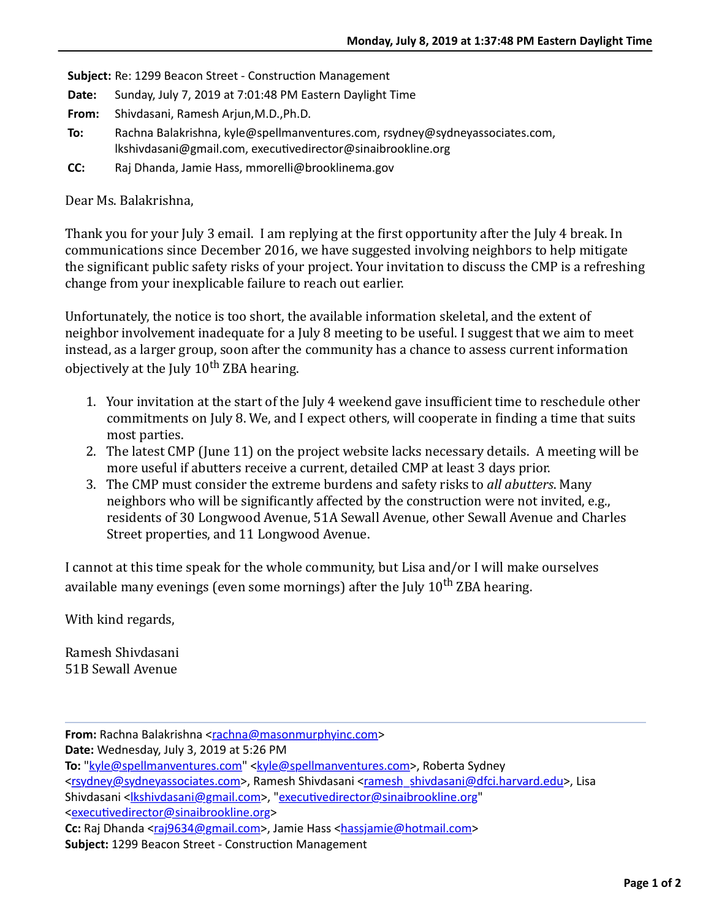**Subject:** Re: 1299 Beacon Street - Construction Management
**Date:** Sunday, July 7, 2019 at 7:01:48 PM Eastern Daylight Time
**From:** Shivdasani, Ramesh Arjun,M.D.,Ph.D.
**To:** Rachna Balakrishna, kyle@spellmanventures.com, rsydney@sydneyassociates.com, lkshivdasani@gmail.com, executivedirector@sinaibrookline.org
**CC:** Raj Dhanda, Jamie Hass, mmorelli@brooklinema.gov

Dear Ms. Balakrishna,

Thank you for your July 3 email. I am replying at the first opportunity after the July 4 break. In communications since December 2016, we have suggested involving neighbors to help mitigate the significant public safety risks of your project. Your invitation to discuss the CMP is a refreshing change from your inexplicable failure to reach out earlier.

Unfortunately, the notice is too short, the available information skeletal, and the extent of neighbor involvement inadequate for a July 8 meeting to be useful. I suggest that we aim to meet instead, as a larger group, soon after the community has a chance to assess current information objectively at the July 10th ZBA hearing.

1. Your invitation at the start of the July 4 weekend gave insufficient time to reschedule other commitments on July 8. We, and I expect others, will cooperate in finding a time that suits most parties.
2. The latest CMP (June 11) on the project website lacks necessary details. A meeting will be more useful if abutters receive a current, detailed CMP at least 3 days prior.
3. The CMP must consider the extreme burdens and safety risks to *all abutters*. Many neighbors who will be significantly affected by the construction were not invited, e.g., residents of 30 Longwood Avenue, 51A Sewall Avenue, other Sewall Avenue and Charles Street properties, and 11 Longwood Avenue.

I cannot at this time speak for the whole community, but Lisa and/or I will make ourselves available many evenings (even some mornings) after the July 10th ZBA hearing.

With kind regards,

Ramesh Shivdasani
51B Sewall Avenue

---

**From:** Rachna Balakrishna <rachna@masonmurphyinc.com>
**Date:** Wednesday, July 3, 2019 at 5:26 PM
**To:** "kyle@spellmanventures.com" <kyle@spellmanventures.com>, Roberta Sydney <rsydney@sydneyassociates.com>, Ramesh Shivdasani <ramesh_shivdasani@dfci.harvard.edu>, Lisa Shivdasani <lkshivdasani@gmail.com>, "executivedirector@sinaibrookline.org" <executivedirector@sinaibrookline.org>
**Cc:** Raj Dhanda <raj9634@gmail.com>, Jamie Hass <hassjamie@hotmail.com>
**Subject:** 1299 Beacon Street - Construction Management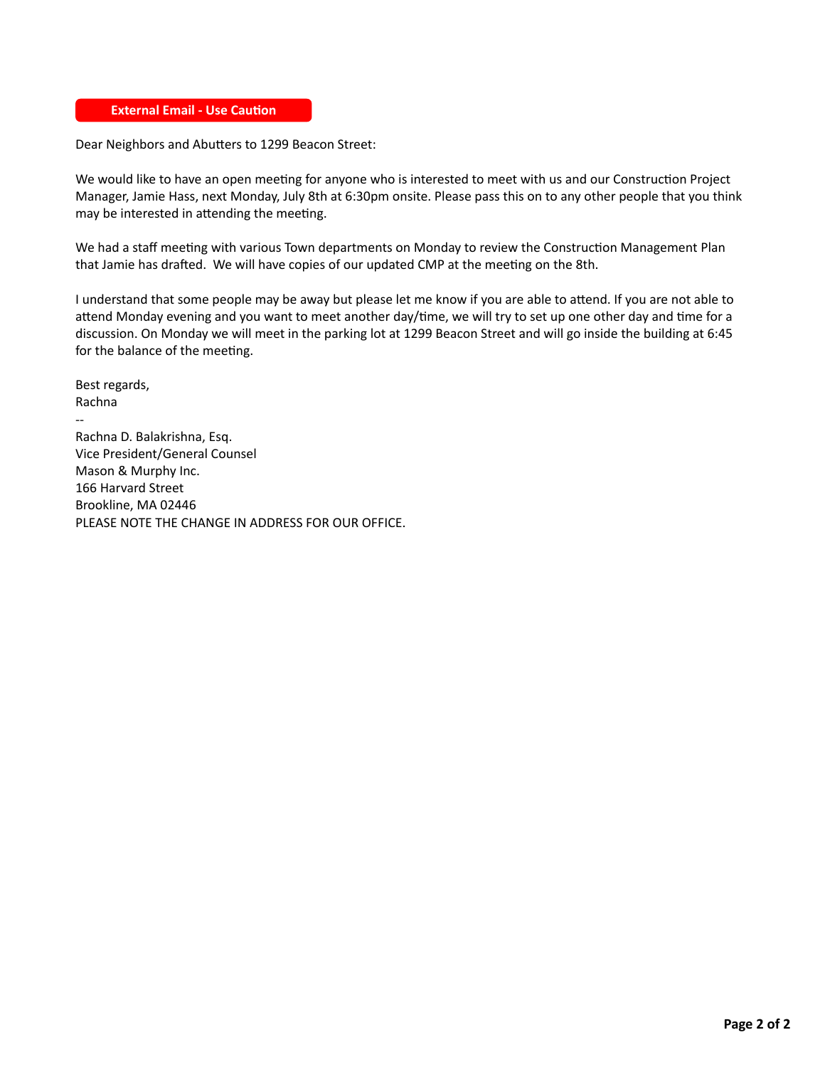**External Email - Use Caution**

Dear Neighbors and Abutters to 1299 Beacon Street:

We would like to have an open meeting for anyone who is interested to meet with us and our Construction Project Manager, Jamie Hass, next Monday, July 8th at 6:30pm onsite. Please pass this on to any other people that you think may be interested in attending the meeting.

We had a staff meeting with various Town departments on Monday to review the Construction Management Plan that Jamie has drafted. We will have copies of our updated CMP at the meeting on the 8th.

I understand that some people may be away but please let me know if you are able to attend. If you are not able to attend Monday evening and you want to meet another day/time, we will try to set up one other day and time for a discussion. On Monday we will meet in the parking lot at 1299 Beacon Street and will go inside the building at 6:45 for the balance of the meeting.

Best regards,
Rachna
--
Rachna D. Balakrishna, Esq.
Vice President/General Counsel
Mason & Murphy Inc.
166 Harvard Street
Brookline, MA 02446
PLEASE NOTE THE CHANGE IN ADDRESS FOR OUR OFFICE.